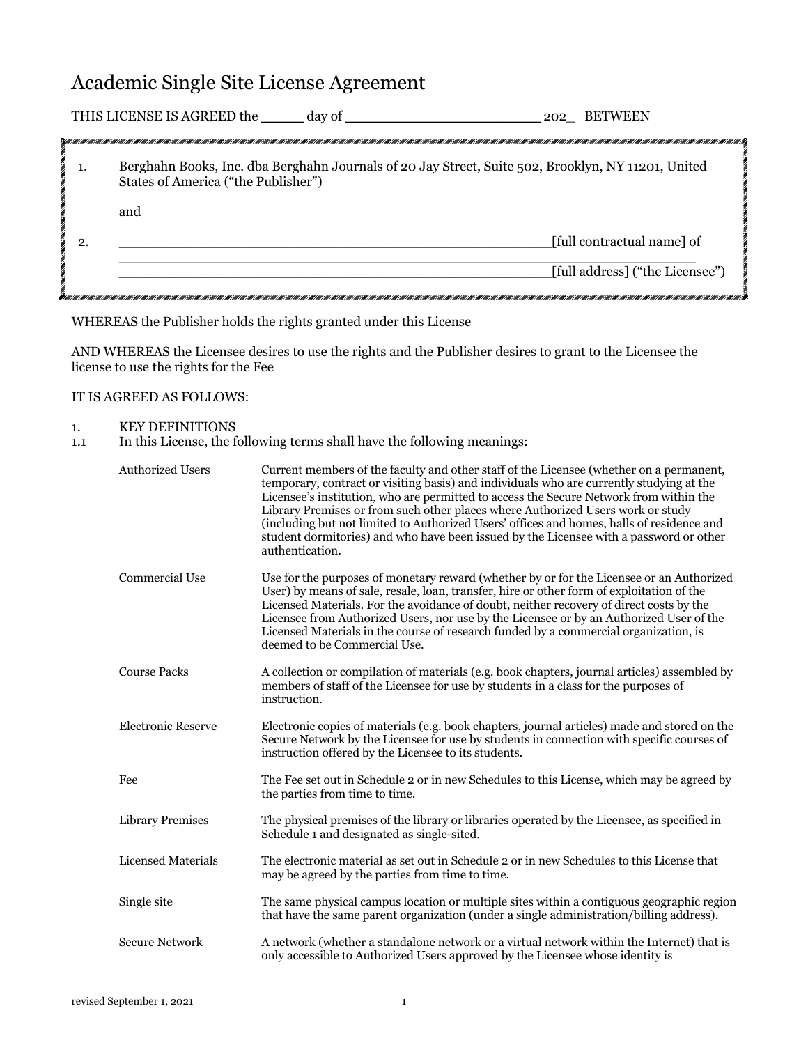# Academic Single Site License Agreement

THIS LICENSE IS AGREED the _____ day of _______________________ 202_ BETWEEN

1. Berghahn Books, Inc. dba Berghahn Journals of 20 Jay Street, Suite 502, Brooklyn, NY 11201, United States of America ("the Publisher")

   and

2. ________________________________________________[full contractual name] of
   ________________________________________________
   ________________________________________________[full address] ("the Licensee")

WHEREAS the Publisher holds the rights granted under this License

AND WHEREAS the Licensee desires to use the rights and the Publisher desires to grant to the Licensee the license to use the rights for the Fee

IT IS AGREED AS FOLLOWS:

1. KEY DEFINITIONS

1.1 In this License, the following terms shall have the following meanings:

| Term | Meaning |
|---|---|
| Authorized Users | Current members of the faculty and other staff of the Licensee (whether on a permanent, temporary, contract or visiting basis) and individuals who are currently studying at the Licensee's institution, who are permitted to access the Secure Network from within the Library Premises or from such other places where Authorized Users work or study (including but not limited to Authorized Users' offices and homes, halls of residence and student dormitories) and who have been issued by the Licensee with a password or other authentication. |
| Commercial Use | Use for the purposes of monetary reward (whether by or for the Licensee or an Authorized User) by means of sale, resale, loan, transfer, hire or other form of exploitation of the Licensed Materials. For the avoidance of doubt, neither recovery of direct costs by the Licensee from Authorized Users, nor use by the Licensee or by an Authorized User of the Licensed Materials in the course of research funded by a commercial organization, is deemed to be Commercial Use. |
| Course Packs | A collection or compilation of materials (e.g. book chapters, journal articles) assembled by members of staff of the Licensee for use by students in a class for the purposes of instruction. |
| Electronic Reserve | Electronic copies of materials (e.g. book chapters, journal articles) made and stored on the Secure Network by the Licensee for use by students in connection with specific courses of instruction offered by the Licensee to its students. |
| Fee | The Fee set out in Schedule 2 or in new Schedules to this License, which may be agreed by the parties from time to time. |
| Library Premises | The physical premises of the library or libraries operated by the Licensee, as specified in Schedule 1 and designated as single-sited. |
| Licensed Materials | The electronic material as set out in Schedule 2 or in new Schedules to this License that may be agreed by the parties from time to time. |
| Single site | The same physical campus location or multiple sites within a contiguous geographic region that have the same parent organization (under a single administration/billing address). |
| Secure Network | A network (whether a standalone network or a virtual network within the Internet) that is only accessible to Authorized Users approved by the Licensee whose identity is |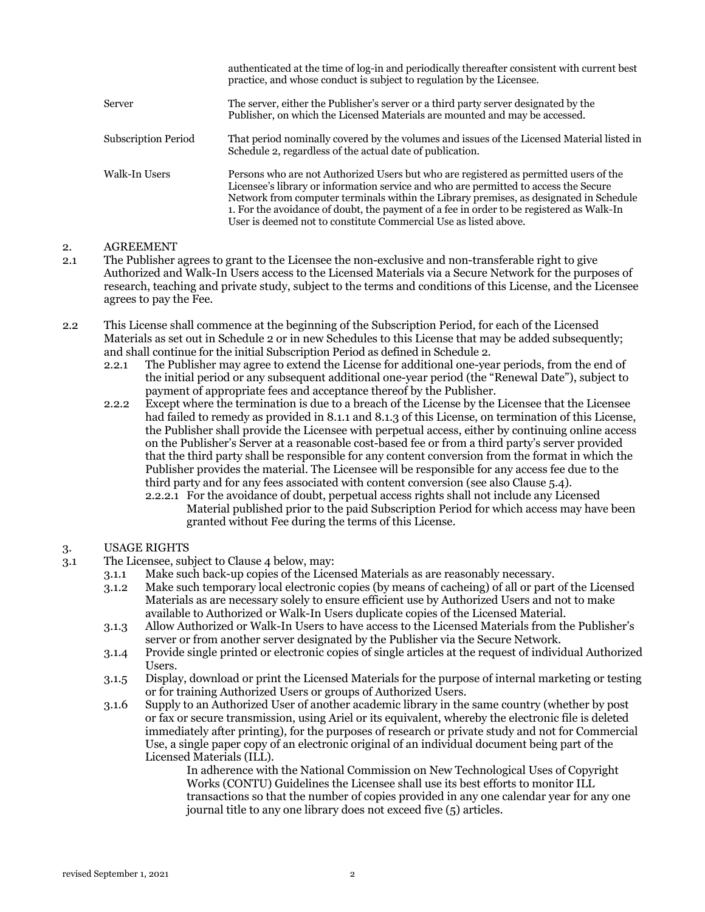| | |
|---|---|
| | authenticated at the time of log-in and periodically thereafter consistent with current best practice, and whose conduct is subject to regulation by the Licensee. |
| Server | The server, either the Publisher's server or a third party server designated by the Publisher, on which the Licensed Materials are mounted and may be accessed. |
| Subscription Period | That period nominally covered by the volumes and issues of the Licensed Material listed in Schedule 2, regardless of the actual date of publication. |
| Walk-In Users | Persons who are not Authorized Users but who are registered as permitted users of the Licensee's library or information service and who are permitted to access the Secure Network from computer terminals within the Library premises, as designated in Schedule 1. For the avoidance of doubt, the payment of a fee in order to be registered as Walk-In User is deemed not to constitute Commercial Use as listed above. |

## 2. AGREEMENT

2.1 The Publisher agrees to grant to the Licensee the non-exclusive and non-transferable right to give Authorized and Walk-In Users access to the Licensed Materials via a Secure Network for the purposes of research, teaching and private study, subject to the terms and conditions of this License, and the Licensee agrees to pay the Fee.

2.2 This License shall commence at the beginning of the Subscription Period, for each of the Licensed Materials as set out in Schedule 2 or in new Schedules to this License that may be added subsequently; and shall continue for the initial Subscription Period as defined in Schedule 2.

- 2.2.1 The Publisher may agree to extend the License for additional one-year periods, from the end of the initial period or any subsequent additional one-year period (the "Renewal Date"), subject to payment of appropriate fees and acceptance thereof by the Publisher.
- 2.2.2 Except where the termination is due to a breach of the License by the Licensee that the Licensee had failed to remedy as provided in 8.1.1 and 8.1.3 of this License, on termination of this License, the Publisher shall provide the Licensee with perpetual access, either by continuing online access on the Publisher's Server at a reasonable cost-based fee or from a third party's server provided that the third party shall be responsible for any content conversion from the format in which the Publisher provides the material. The Licensee will be responsible for any access fee due to the third party and for any fees associated with content conversion (see also Clause 5.4).
  - 2.2.2.1 For the avoidance of doubt, perpetual access rights shall not include any Licensed Material published prior to the paid Subscription Period for which access may have been granted without Fee during the terms of this License.

## 3. USAGE RIGHTS

3.1 The Licensee, subject to Clause 4 below, may:

- 3.1.1 Make such back-up copies of the Licensed Materials as are reasonably necessary.
- 3.1.2 Make such temporary local electronic copies (by means of cacheing) of all or part of the Licensed Materials as are necessary solely to ensure efficient use by Authorized Users and not to make available to Authorized or Walk-In Users duplicate copies of the Licensed Material.
- 3.1.3 Allow Authorized or Walk-In Users to have access to the Licensed Materials from the Publisher's server or from another server designated by the Publisher via the Secure Network.
- 3.1.4 Provide single printed or electronic copies of single articles at the request of individual Authorized Users.
- 3.1.5 Display, download or print the Licensed Materials for the purpose of internal marketing or testing or for training Authorized Users or groups of Authorized Users.
- 3.1.6 Supply to an Authorized User of another academic library in the same country (whether by post or fax or secure transmission, using Ariel or its equivalent, whereby the electronic file is deleted immediately after printing), for the purposes of research or private study and not for Commercial Use, a single paper copy of an electronic original of an individual document being part of the Licensed Materials (ILL).

  In adherence with the National Commission on New Technological Uses of Copyright Works (CONTU) Guidelines the Licensee shall use its best efforts to monitor ILL transactions so that the number of copies provided in any one calendar year for any one journal title to any one library does not exceed five (5) articles.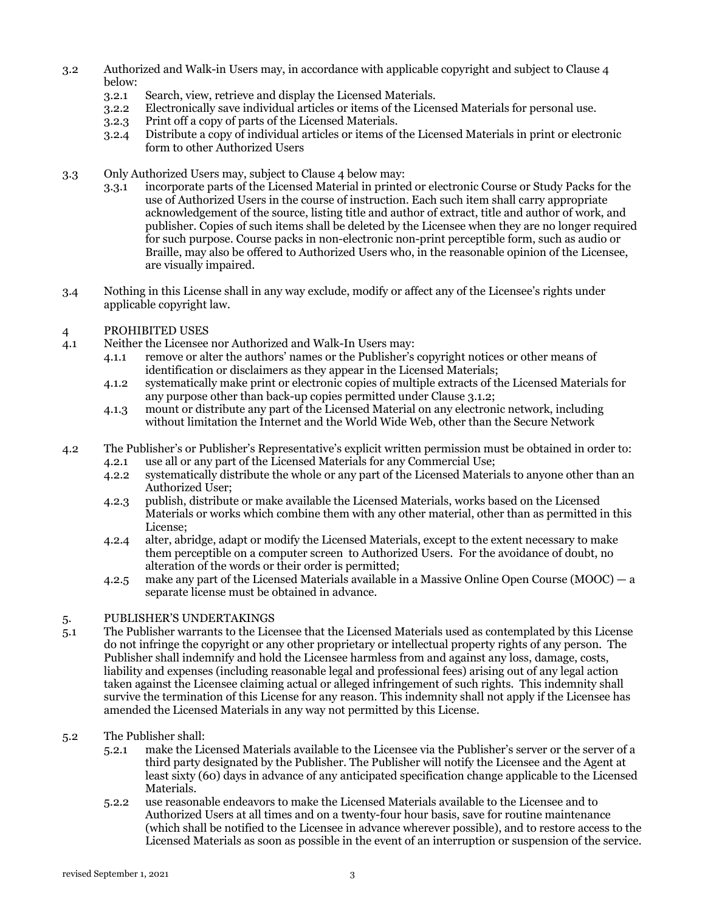3.2 Authorized and Walk-in Users may, in accordance with applicable copyright and subject to Clause 4 below:

   3.2.1 Search, view, retrieve and display the Licensed Materials.

   3.2.2 Electronically save individual articles or items of the Licensed Materials for personal use.

   3.2.3 Print off a copy of parts of the Licensed Materials.

   3.2.4 Distribute a copy of individual articles or items of the Licensed Materials in print or electronic form to other Authorized Users

3.3 Only Authorized Users may, subject to Clause 4 below may:

   3.3.1 incorporate parts of the Licensed Material in printed or electronic Course or Study Packs for the use of Authorized Users in the course of instruction. Each such item shall carry appropriate acknowledgement of the source, listing title and author of extract, title and author of work, and publisher. Copies of such items shall be deleted by the Licensee when they are no longer required for such purpose. Course packs in non-electronic non-print perceptible form, such as audio or Braille, may also be offered to Authorized Users who, in the reasonable opinion of the Licensee, are visually impaired.

3.4 Nothing in this License shall in any way exclude, modify or affect any of the Licensee's rights under applicable copyright law.

## 4 PROHIBITED USES

4.1 Neither the Licensee nor Authorized and Walk-In Users may:

   4.1.1 remove or alter the authors' names or the Publisher's copyright notices or other means of identification or disclaimers as they appear in the Licensed Materials;

   4.1.2 systematically make print or electronic copies of multiple extracts of the Licensed Materials for any purpose other than back-up copies permitted under Clause 3.1.2;

   4.1.3 mount or distribute any part of the Licensed Material on any electronic network, including without limitation the Internet and the World Wide Web, other than the Secure Network

4.2 The Publisher's or Publisher's Representative's explicit written permission must be obtained in order to:

   4.2.1 use all or any part of the Licensed Materials for any Commercial Use;

   4.2.2 systematically distribute the whole or any part of the Licensed Materials to anyone other than an Authorized User;

   4.2.3 publish, distribute or make available the Licensed Materials, works based on the Licensed Materials or works which combine them with any other material, other than as permitted in this License;

   4.2.4 alter, abridge, adapt or modify the Licensed Materials, except to the extent necessary to make them perceptible on a computer screen to Authorized Users. For the avoidance of doubt, no alteration of the words or their order is permitted;

   4.2.5 make any part of the Licensed Materials available in a Massive Online Open Course (MOOC) — a separate license must be obtained in advance.

## 5. PUBLISHER'S UNDERTAKINGS

5.1 The Publisher warrants to the Licensee that the Licensed Materials used as contemplated by this License do not infringe the copyright or any other proprietary or intellectual property rights of any person. The Publisher shall indemnify and hold the Licensee harmless from and against any loss, damage, costs, liability and expenses (including reasonable legal and professional fees) arising out of any legal action taken against the Licensee claiming actual or alleged infringement of such rights. This indemnity shall survive the termination of this License for any reason. This indemnity shall not apply if the Licensee has amended the Licensed Materials in any way not permitted by this License.

5.2 The Publisher shall:

   5.2.1 make the Licensed Materials available to the Licensee via the Publisher's server or the server of a third party designated by the Publisher. The Publisher will notify the Licensee and the Agent at least sixty (60) days in advance of any anticipated specification change applicable to the Licensed Materials.

   5.2.2 use reasonable endeavors to make the Licensed Materials available to the Licensee and to Authorized Users at all times and on a twenty-four hour basis, save for routine maintenance (which shall be notified to the Licensee in advance wherever possible), and to restore access to the Licensed Materials as soon as possible in the event of an interruption or suspension of the service.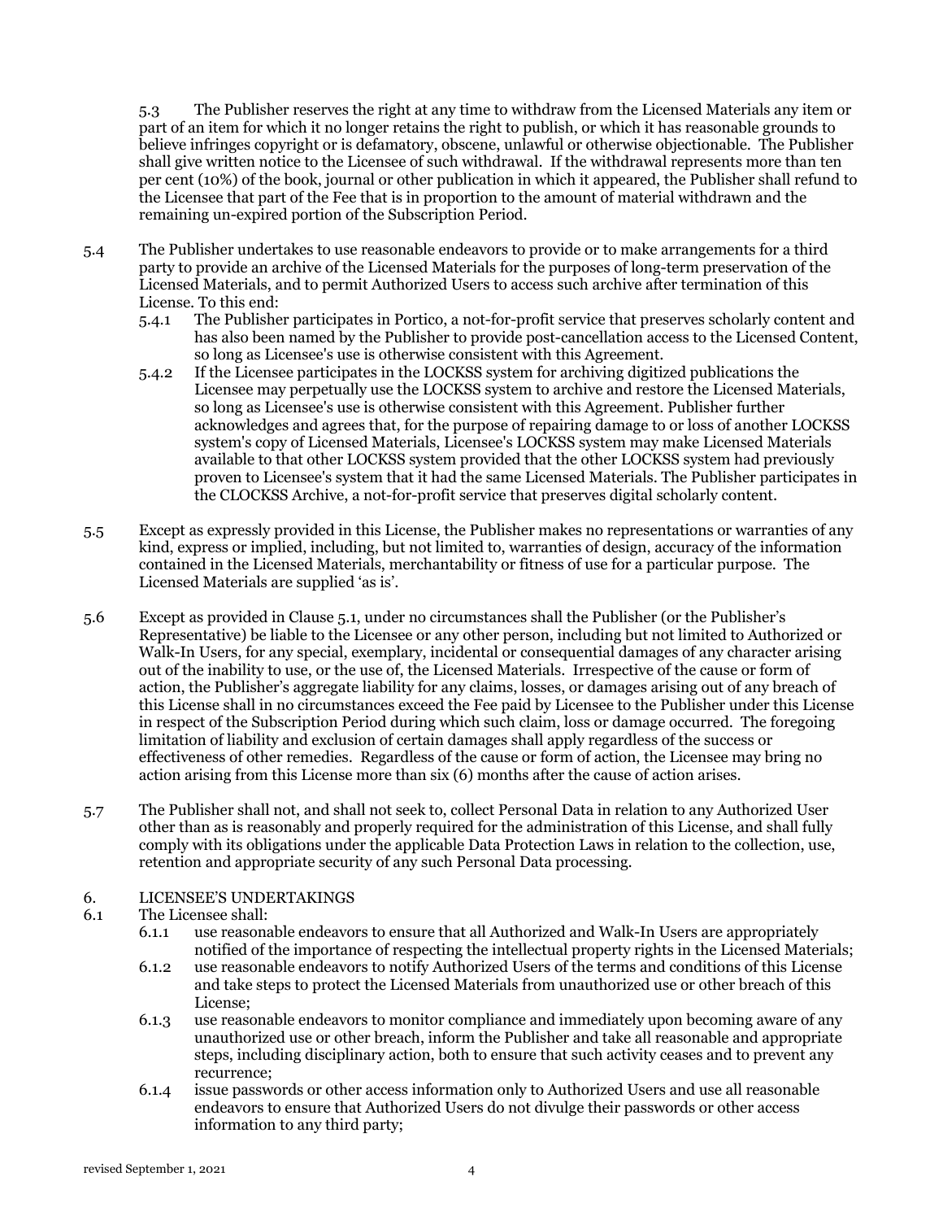5.3 The Publisher reserves the right at any time to withdraw from the Licensed Materials any item or part of an item for which it no longer retains the right to publish, or which it has reasonable grounds to believe infringes copyright or is defamatory, obscene, unlawful or otherwise objectionable. The Publisher shall give written notice to the Licensee of such withdrawal. If the withdrawal represents more than ten per cent (10%) of the book, journal or other publication in which it appeared, the Publisher shall refund to the Licensee that part of the Fee that is in proportion to the amount of material withdrawn and the remaining un-expired portion of the Subscription Period.

5.4 The Publisher undertakes to use reasonable endeavors to provide or to make arrangements for a third party to provide an archive of the Licensed Materials for the purposes of long-term preservation of the Licensed Materials, and to permit Authorized Users to access such archive after termination of this License. To this end:

- 5.4.1 The Publisher participates in Portico, a not-for-profit service that preserves scholarly content and has also been named by the Publisher to provide post-cancellation access to the Licensed Content, so long as Licensee's use is otherwise consistent with this Agreement.
- 5.4.2 If the Licensee participates in the LOCKSS system for archiving digitized publications the Licensee may perpetually use the LOCKSS system to archive and restore the Licensed Materials, so long as Licensee's use is otherwise consistent with this Agreement. Publisher further acknowledges and agrees that, for the purpose of repairing damage to or loss of another LOCKSS system's copy of Licensed Materials, Licensee's LOCKSS system may make Licensed Materials available to that other LOCKSS system provided that the other LOCKSS system had previously proven to Licensee's system that it had the same Licensed Materials. The Publisher participates in the CLOCKSS Archive, a not-for-profit service that preserves digital scholarly content.

5.5 Except as expressly provided in this License, the Publisher makes no representations or warranties of any kind, express or implied, including, but not limited to, warranties of design, accuracy of the information contained in the Licensed Materials, merchantability or fitness of use for a particular purpose. The Licensed Materials are supplied 'as is'.

5.6 Except as provided in Clause 5.1, under no circumstances shall the Publisher (or the Publisher's Representative) be liable to the Licensee or any other person, including but not limited to Authorized or Walk-In Users, for any special, exemplary, incidental or consequential damages of any character arising out of the inability to use, or the use of, the Licensed Materials. Irrespective of the cause or form of action, the Publisher's aggregate liability for any claims, losses, or damages arising out of any breach of this License shall in no circumstances exceed the Fee paid by Licensee to the Publisher under this License in respect of the Subscription Period during which such claim, loss or damage occurred. The foregoing limitation of liability and exclusion of certain damages shall apply regardless of the success or effectiveness of other remedies. Regardless of the cause or form of action, the Licensee may bring no action arising from this License more than six (6) months after the cause of action arises.

5.7 The Publisher shall not, and shall not seek to, collect Personal Data in relation to any Authorized User other than as is reasonably and properly required for the administration of this License, and shall fully comply with its obligations under the applicable Data Protection Laws in relation to the collection, use, retention and appropriate security of any such Personal Data processing.

## 6. LICENSEE'S UNDERTAKINGS

6.1 The Licensee shall:

- 6.1.1 use reasonable endeavors to ensure that all Authorized and Walk-In Users are appropriately notified of the importance of respecting the intellectual property rights in the Licensed Materials;
- 6.1.2 use reasonable endeavors to notify Authorized Users of the terms and conditions of this License and take steps to protect the Licensed Materials from unauthorized use or other breach of this License;
- 6.1.3 use reasonable endeavors to monitor compliance and immediately upon becoming aware of any unauthorized use or other breach, inform the Publisher and take all reasonable and appropriate steps, including disciplinary action, both to ensure that such activity ceases and to prevent any recurrence;
- 6.1.4 issue passwords or other access information only to Authorized Users and use all reasonable endeavors to ensure that Authorized Users do not divulge their passwords or other access information to any third party;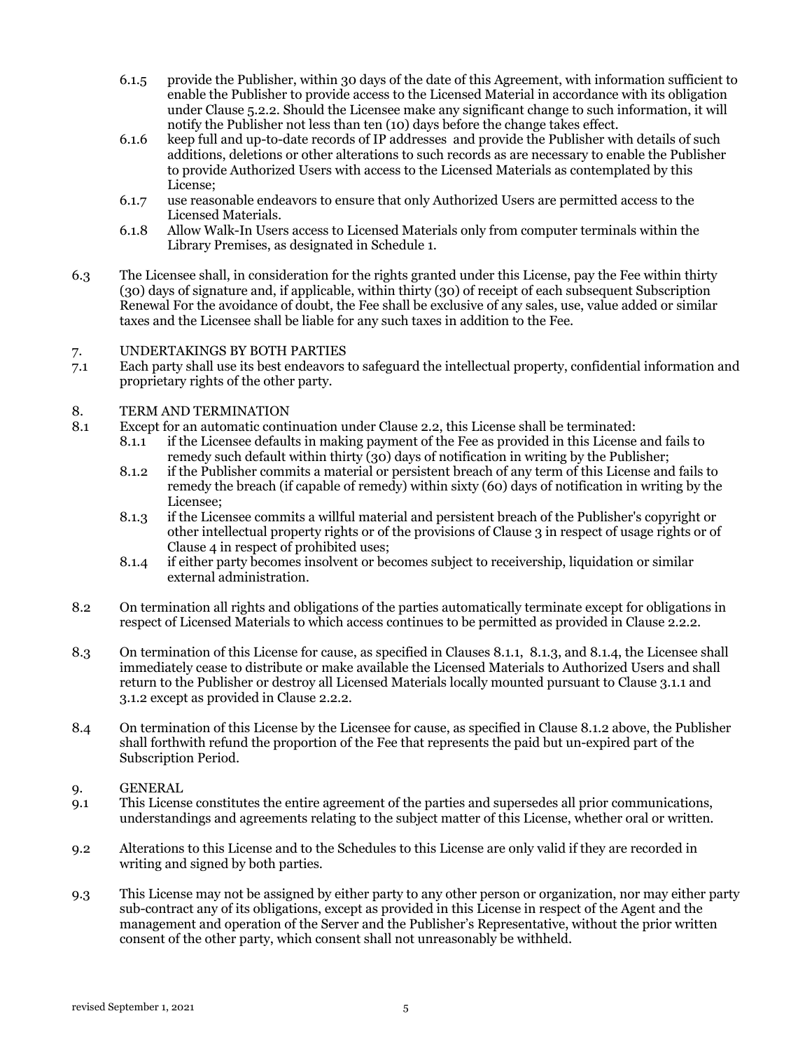6.1.5 provide the Publisher, within 30 days of the date of this Agreement, with information sufficient to enable the Publisher to provide access to the Licensed Material in accordance with its obligation under Clause 5.2.2. Should the Licensee make any significant change to such information, it will notify the Publisher not less than ten (10) days before the change takes effect.

6.1.6 keep full and up-to-date records of IP addresses and provide the Publisher with details of such additions, deletions or other alterations to such records as are necessary to enable the Publisher to provide Authorized Users with access to the Licensed Materials as contemplated by this License;

6.1.7 use reasonable endeavors to ensure that only Authorized Users are permitted access to the Licensed Materials.

6.1.8 Allow Walk-In Users access to Licensed Materials only from computer terminals within the Library Premises, as designated in Schedule 1.

6.3 The Licensee shall, in consideration for the rights granted under this License, pay the Fee within thirty (30) days of signature and, if applicable, within thirty (30) of receipt of each subsequent Subscription Renewal For the avoidance of doubt, the Fee shall be exclusive of any sales, use, value added or similar taxes and the Licensee shall be liable for any such taxes in addition to the Fee.

7. UNDERTAKINGS BY BOTH PARTIES

7.1 Each party shall use its best endeavors to safeguard the intellectual property, confidential information and proprietary rights of the other party.

8. TERM AND TERMINATION

8.1 Except for an automatic continuation under Clause 2.2, this License shall be terminated:

8.1.1 if the Licensee defaults in making payment of the Fee as provided in this License and fails to remedy such default within thirty (30) days of notification in writing by the Publisher;

8.1.2 if the Publisher commits a material or persistent breach of any term of this License and fails to remedy the breach (if capable of remedy) within sixty (60) days of notification in writing by the Licensee;

8.1.3 if the Licensee commits a willful material and persistent breach of the Publisher's copyright or other intellectual property rights or of the provisions of Clause 3 in respect of usage rights or of Clause 4 in respect of prohibited uses;

8.1.4 if either party becomes insolvent or becomes subject to receivership, liquidation or similar external administration.

8.2 On termination all rights and obligations of the parties automatically terminate except for obligations in respect of Licensed Materials to which access continues to be permitted as provided in Clause 2.2.2.

8.3 On termination of this License for cause, as specified in Clauses 8.1.1, 8.1.3, and 8.1.4, the Licensee shall immediately cease to distribute or make available the Licensed Materials to Authorized Users and shall return to the Publisher or destroy all Licensed Materials locally mounted pursuant to Clause 3.1.1 and 3.1.2 except as provided in Clause 2.2.2.

8.4 On termination of this License by the Licensee for cause, as specified in Clause 8.1.2 above, the Publisher shall forthwith refund the proportion of the Fee that represents the paid but un-expired part of the Subscription Period.

9. GENERAL

9.1 This License constitutes the entire agreement of the parties and supersedes all prior communications, understandings and agreements relating to the subject matter of this License, whether oral or written.

9.2 Alterations to this License and to the Schedules to this License are only valid if they are recorded in writing and signed by both parties.

9.3 This License may not be assigned by either party to any other person or organization, nor may either party sub-contract any of its obligations, except as provided in this License in respect of the Agent and the management and operation of the Server and the Publisher's Representative, without the prior written consent of the other party, which consent shall not unreasonably be withheld.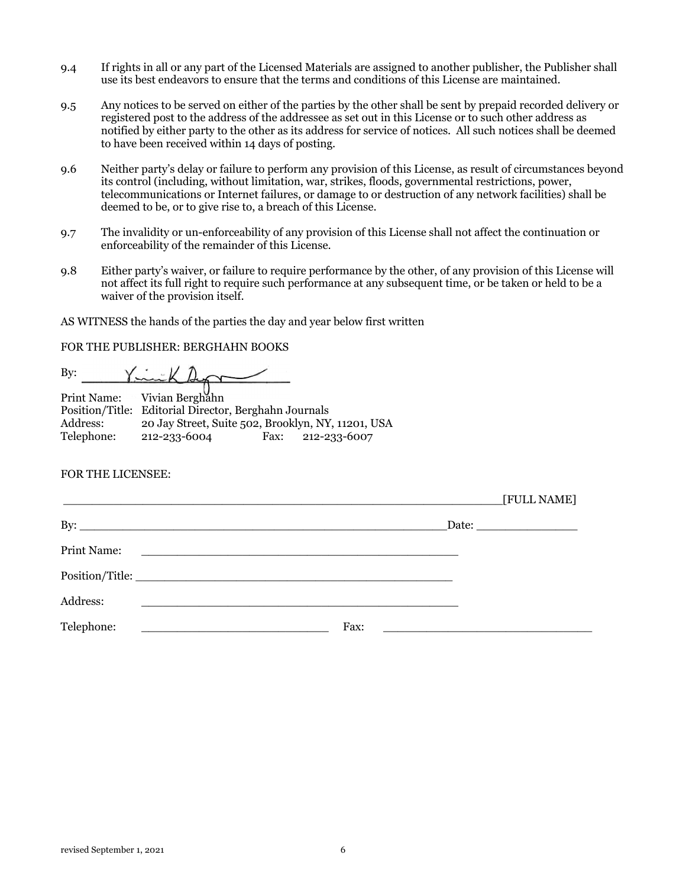9.4 If rights in all or any part of the Licensed Materials are assigned to another publisher, the Publisher shall use its best endeavors to ensure that the terms and conditions of this License are maintained.

9.5 Any notices to be served on either of the parties by the other shall be sent by prepaid recorded delivery or registered post to the address of the addressee as set out in this License or to such other address as notified by either party to the other as its address for service of notices. All such notices shall be deemed to have been received within 14 days of posting.

9.6 Neither party's delay or failure to perform any provision of this License, as result of circumstances beyond its control (including, without limitation, war, strikes, floods, governmental restrictions, power, telecommunications or Internet failures, or damage to or destruction of any network facilities) shall be deemed to be, or to give rise to, a breach of this License.

9.7 The invalidity or un-enforceability of any provision of this License shall not affect the continuation or enforceability of the remainder of this License.

9.8 Either party's waiver, or failure to require performance by the other, of any provision of this License will not affect its full right to require such performance at any subsequent time, or be taken or held to be a waiver of the provision itself.

AS WITNESS the hands of the parties the day and year below first written

FOR THE PUBLISHER: BERGHAHN BOOKS

By: ____________________

Print Name: Vivian Berghahn
Position/Title: Editorial Director, Berghahn Journals
Address: 20 Jay Street, Suite 502, Brooklyn, NY, 11201, USA
Telephone: 212-233-6004 Fax: 212-233-6007

FOR THE LICENSEE:

____________________________________________________________[FULL NAME]

By: ____________________________________________________Date: ______________

Print Name: ___________________________________________

Position/Title: ________________________________________

Address: ___________________________________________

Telephone: ________________________ Fax: __________________________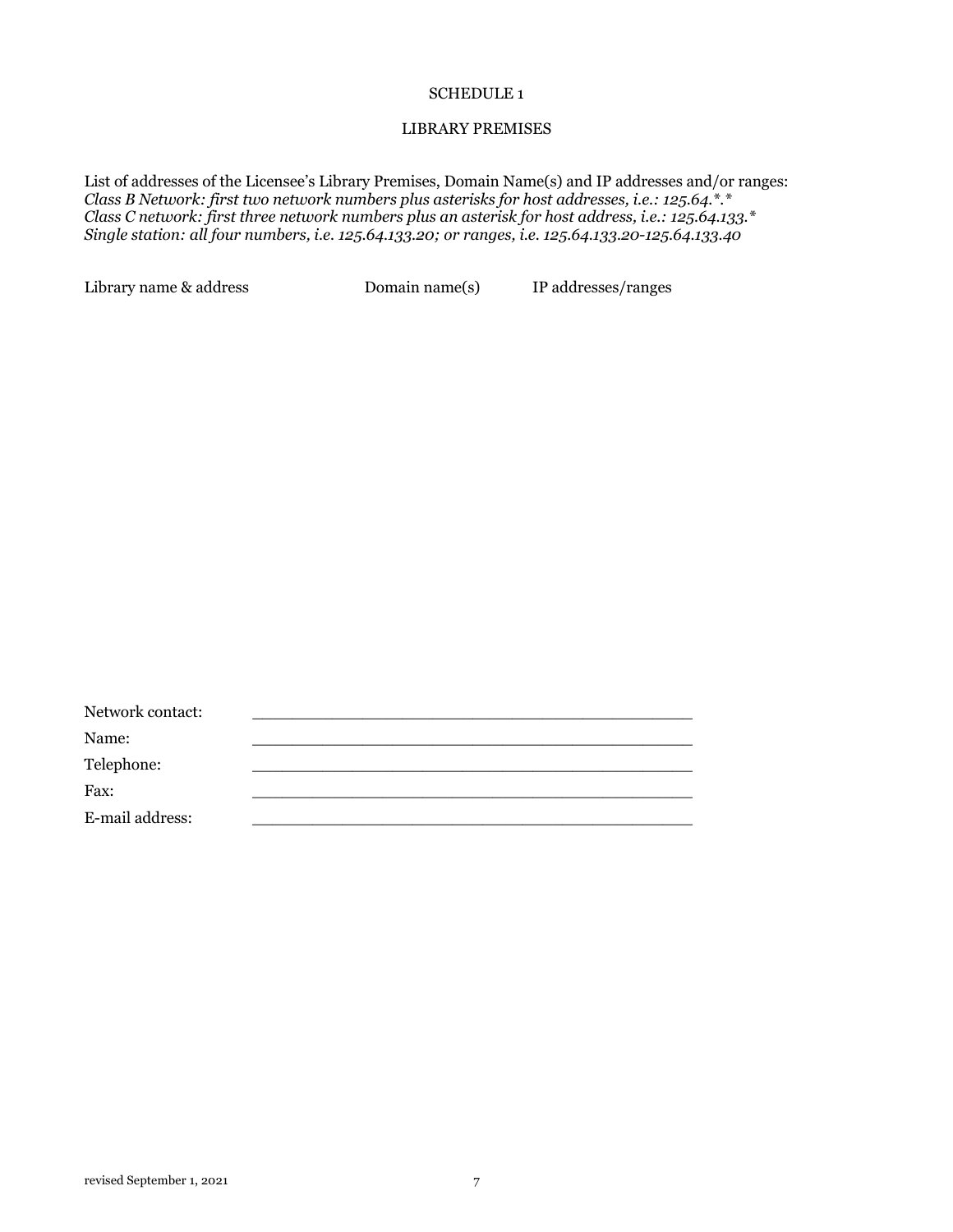SCHEDULE 1

LIBRARY PREMISES

List of addresses of the Licensee's Library Premises, Domain Name(s) and IP addresses and/or ranges:
*Class B Network: first two network numbers plus asterisks for host addresses, i.e.: 125.64.*.**
*Class C network: first three network numbers plus an asterisk for host address, i.e.: 125.64.133.**
*Single station: all four numbers, i.e. 125.64.133.20; or ranges, i.e. 125.64.133.20-125.64.133.40*

| Library name & address | Domain name(s) | IP addresses/ranges |
|---|---|---|
| | | |

Network contact: _______________________________________________

Name: _______________________________________________

Telephone: _______________________________________________

Fax: _______________________________________________

E-mail address: _______________________________________________

revised September 1, 2021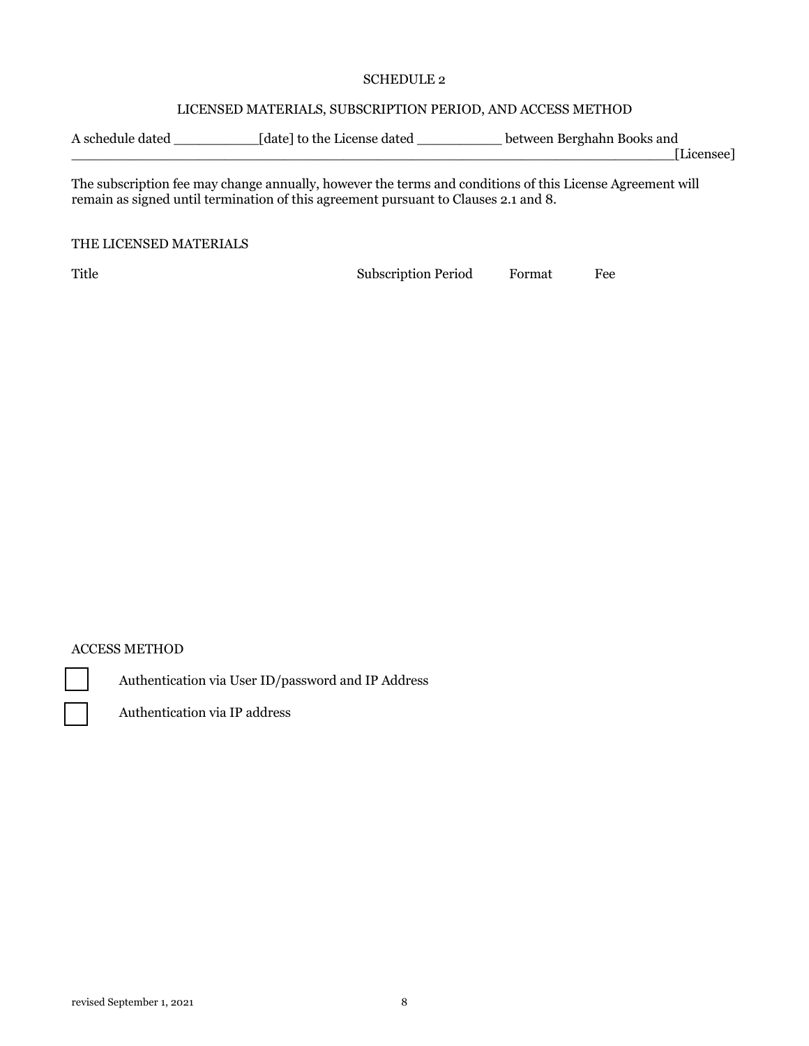# SCHEDULE 2

## LICENSED MATERIALS, SUBSCRIPTION PERIOD, AND ACCESS METHOD

A schedule dated __________[date] to the License dated __________ between Berghahn Books and ______________________________________________________________________[Licensee]

The subscription fee may change annually, however the terms and conditions of this License Agreement will remain as signed until termination of this agreement pursuant to Clauses 2.1 and 8.

THE LICENSED MATERIALS

| Title | Subscription Period | Format | Fee |
| --- | --- | --- | --- |
| | | | |

ACCESS METHOD

☐ Authentication via User ID/password and IP Address

☐ Authentication via IP address

revised September 1, 2021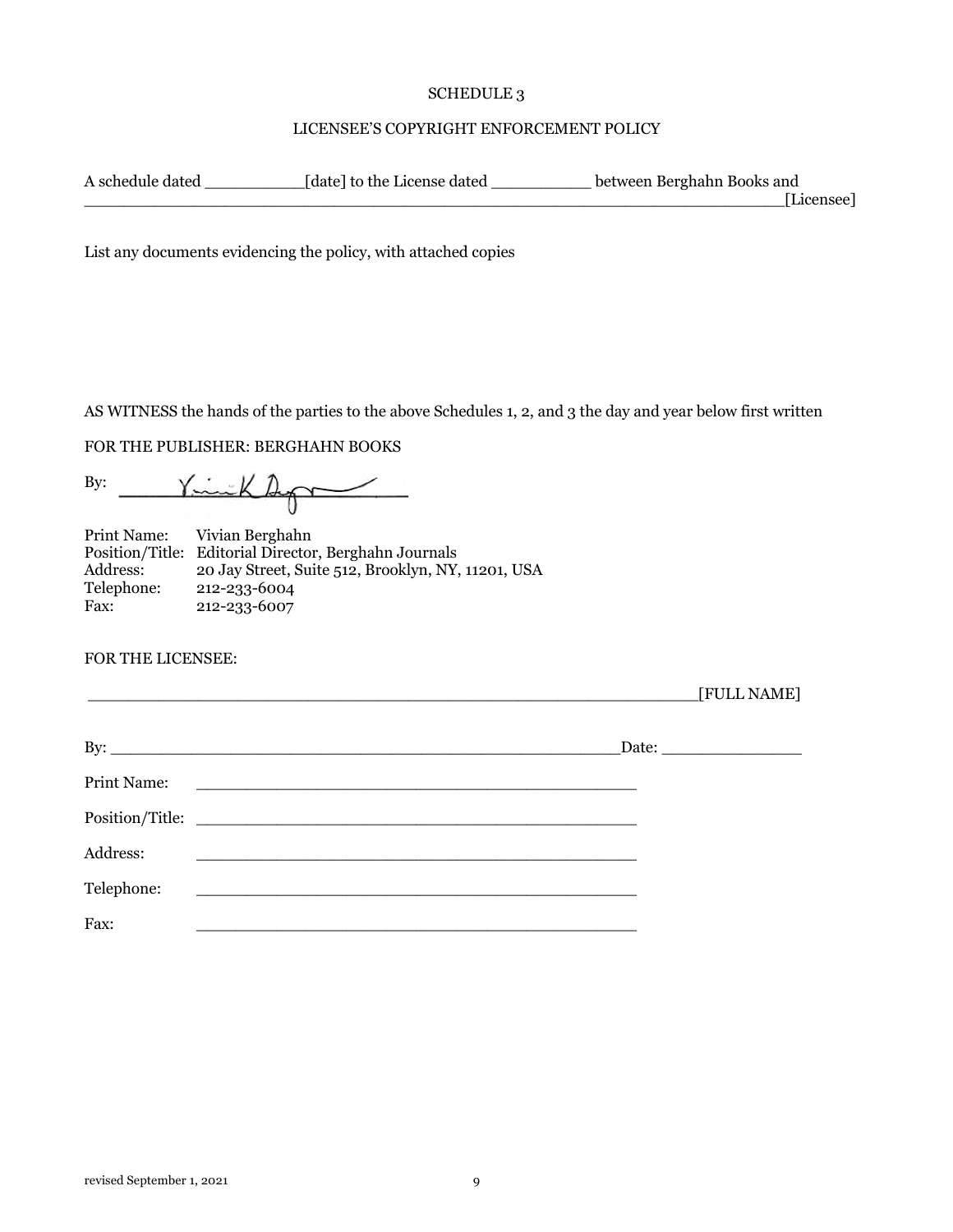SCHEDULE 3

LICENSEE'S COPYRIGHT ENFORCEMENT POLICY

A schedule dated __________[date] to the License dated __________ between Berghahn Books and ________________________________________________________________________[Licensee]

List any documents evidencing the policy, with attached copies

AS WITNESS the hands of the parties to the above Schedules 1, 2, and 3 the day and year below first written

FOR THE PUBLISHER: BERGHAHN BOOKS

By: ______________________

Print Name: Vivian Berghahn
Position/Title: Editorial Director, Berghahn Journals
Address: 20 Jay Street, Suite 512, Brooklyn, NY, 11201, USA
Telephone: 212-233-6004
Fax: 212-233-6007

FOR THE LICENSEE:

_______________________________________________________________[FULL NAME]

By: ___________________________________________________Date: _______________

Print Name: ___________________________________________

Position/Title: ___________________________________________

Address: ___________________________________________

Telephone: ___________________________________________

Fax: ___________________________________________

revised September 1, 2021